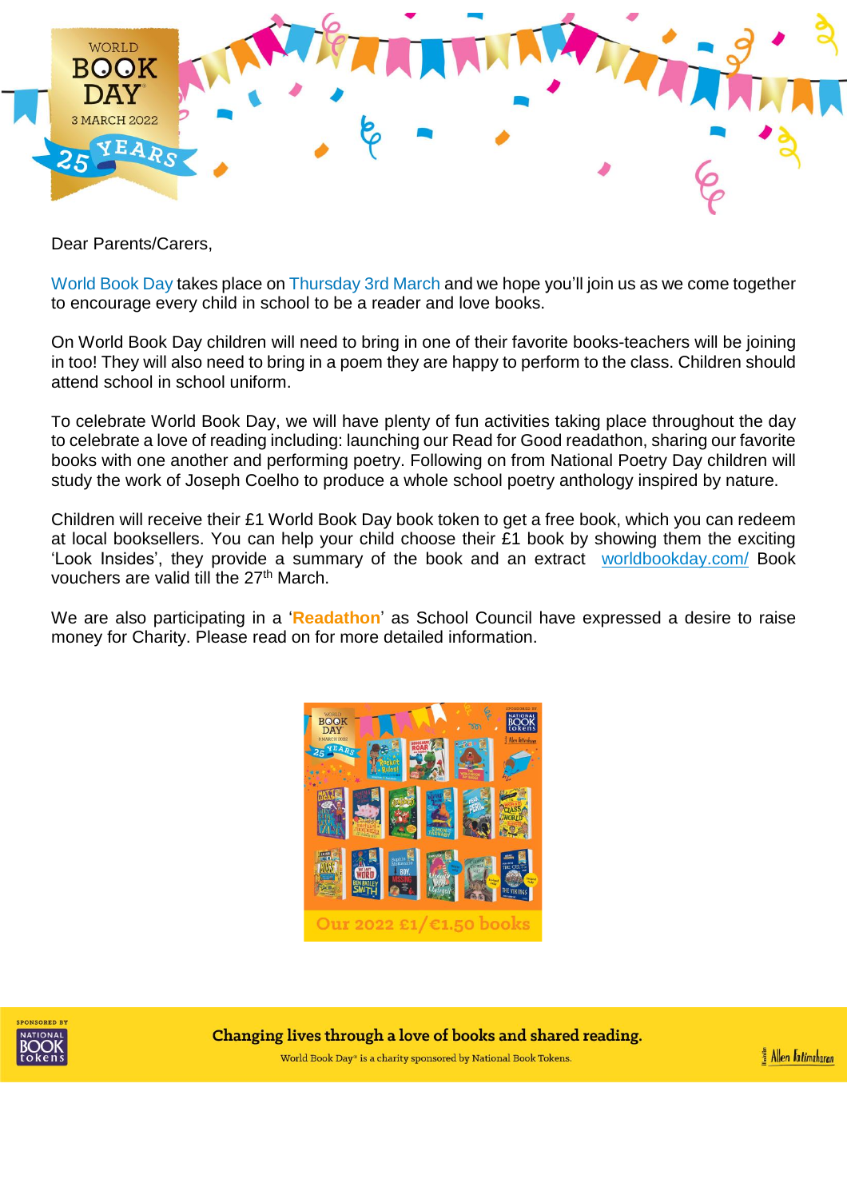Dear Parents/Carers,

World Book Day takes place on Thursday 3rd March and we hope you'll join us as we come together to encourage every child in school to be a reader and love books.

On World Book Day children will need to bring in one of their favorite books-teachers will be joining in too! They will also need to bring in a poem they are happy to perform to the class. Children should attend school in school uniform.

To celebrate World Book Day, we will have plenty of fun activities taking place throughout the day to celebrate a love of reading including: launching our Read for Good readathon, sharing our favorite books with one another and performing poetry. Following on from National Poetry Day children will study the work of Joseph Coelho to produce a whole school poetry anthology inspired by nature.

Children will receive their £1 World Book Day book token to get a free book, which you can redeem at local booksellers. You can help your child choose their £1 book by showing them the exciting 'Look Insides', they provide a summary of the book and an extract [worldbookday.com/](worldbookday.com/) Book vouchers are valid till the 27th March.

We are also participating in a '**Readathon**' as School Council have expressed a desire to raise money for Charity. Please read on for more detailed information.

Our 2022 £1/€1.50 books

Changing lives through a love of books and shared reading.

World Book Day® is a charity sponsored by National Book Tokens.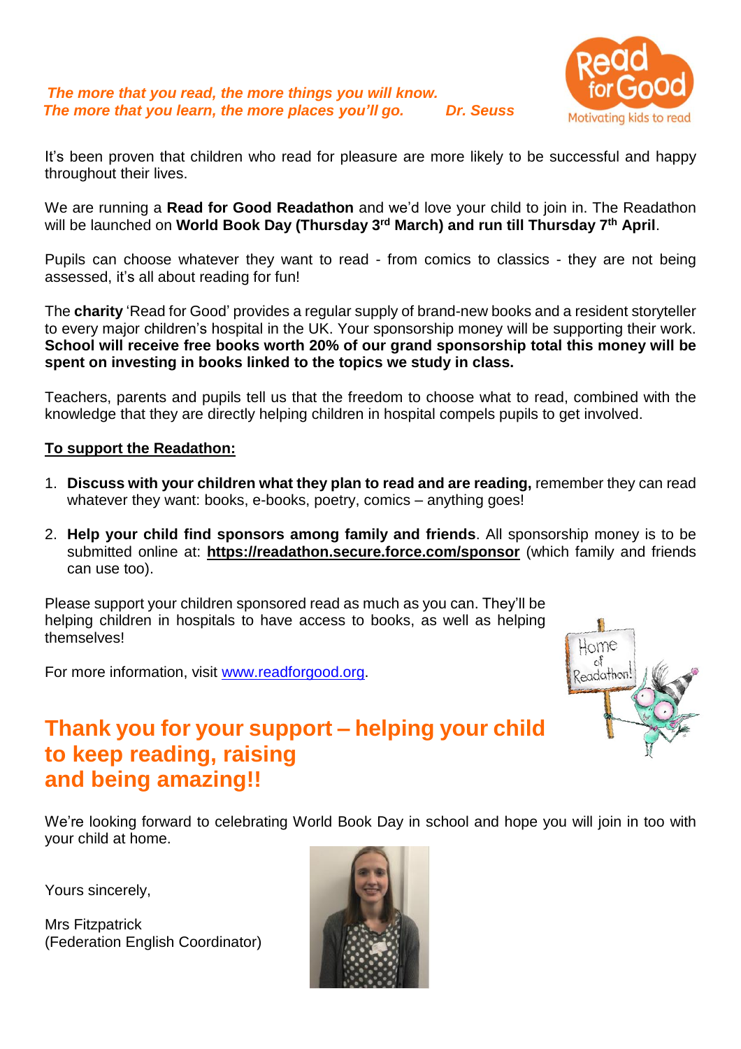*The more that you read, the more things you will know.*
*The more that you learn, the more places you'll go. Dr. Seuss*

It's been proven that children who read for pleasure are more likely to be successful and happy throughout their lives.

We are running a **Read for Good Readathon** and we'd love your child to join in. The Readathon will be launched on **World Book Day (Thursday 3rd March) and run till Thursday 7th April**.

Pupils can choose whatever they want to read - from comics to classics - they are not being assessed, it's all about reading for fun!

The **charity** 'Read for Good' provides a regular supply of brand-new books and a resident storyteller to every major children's hospital in the UK. Your sponsorship money will be supporting their work. **School will receive free books worth 20% of our grand sponsorship total this money will be spent on investing in books linked to the topics we study in class.**

Teachers, parents and pupils tell us that the freedom to choose what to read, combined with the knowledge that they are directly helping children in hospital compels pupils to get involved.

**To support the Readathon:**

1. **Discuss with your children what they plan to read and are reading,** remember they can read whatever they want: books, e-books, poetry, comics – anything goes!

2. **Help your child find sponsors among family and friends**. All sponsorship money is to be submitted online at: **https://readathon.secure.force.com/sponsor** (which family and friends can use too).

Please support your children sponsored read as much as you can. They'll be helping children in hospitals to have access to books, as well as helping themselves!

For more information, visit www.readforgood.org.

## Thank you for your support – helping your child to keep reading, raising and being amazing!!

We're looking forward to celebrating World Book Day in school and hope you will join in too with your child at home.

Yours sincerely,

Mrs Fitzpatrick
(Federation English Coordinator)